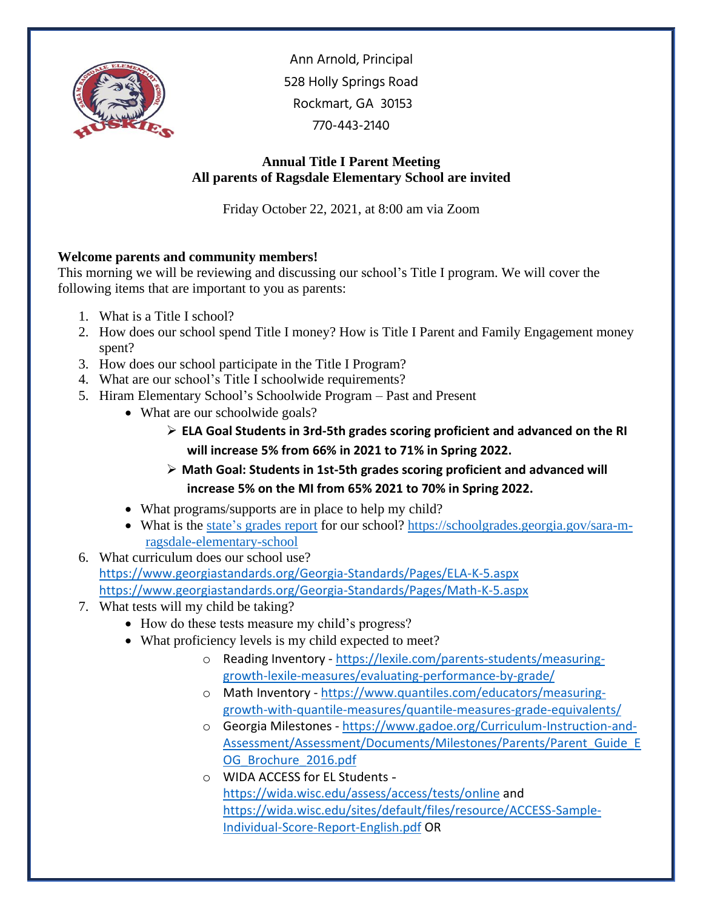Ann Arnold, Principal
528 Holly Springs Road
Rockmart, GA 30153
770-443-2140

**Annual Title I Parent Meeting**
**All parents of Ragsdale Elementary School are invited**

Friday October 22, 2021, at 8:00 am via Zoom

**Welcome parents and community members!**
This morning we will be reviewing and discussing our school's Title I program. We will cover the following items that are important to you as parents:

1. What is a Title I school?
2. How does our school spend Title I money? How is Title I Parent and Family Engagement money spent?
3. How does our school participate in the Title I Program?
4. What are our school's Title I schoolwide requirements?
5. Hiram Elementary School's Schoolwide Program – Past and Present
   - What are our schoolwide goals?
     - **ELA Goal Students in 3rd-5th grades scoring proficient and advanced on the RI will increase 5% from 66% in 2021 to 71% in Spring 2022.**
     - **Math Goal: Students in 1st-5th grades scoring proficient and advanced will increase 5% on the MI from 65% 2021 to 70% in Spring 2022.**
   - What programs/supports are in place to help my child?
   - What is the state's grades report for our school? https://schoolgrades.georgia.gov/sara-m-ragsdale-elementary-school
6. What curriculum does our school use?
   https://www.georgiastandards.org/Georgia-Standards/Pages/ELA-K-5.aspx
   https://www.georgiastandards.org/Georgia-Standards/Pages/Math-K-5.aspx
7. What tests will my child be taking?
   - How do these tests measure my child's progress?
   - What proficiency levels is my child expected to meet?
     - Reading Inventory - https://lexile.com/parents-students/measuring-growth-lexile-measures/evaluating-performance-by-grade/
     - Math Inventory - https://www.quantiles.com/educators/measuring-growth-with-quantile-measures/quantile-measures-grade-equivalents/
     - Georgia Milestones - https://www.gadoe.org/Curriculum-Instruction-and-Assessment/Assessment/Documents/Milestones/Parents/Parent_Guide_EOG_Brochure_2016.pdf
     - WIDA ACCESS for EL Students - https://wida.wisc.edu/assess/access/tests/online and https://wida.wisc.edu/sites/default/files/resource/ACCESS-Sample-Individual-Score-Report-English.pdf OR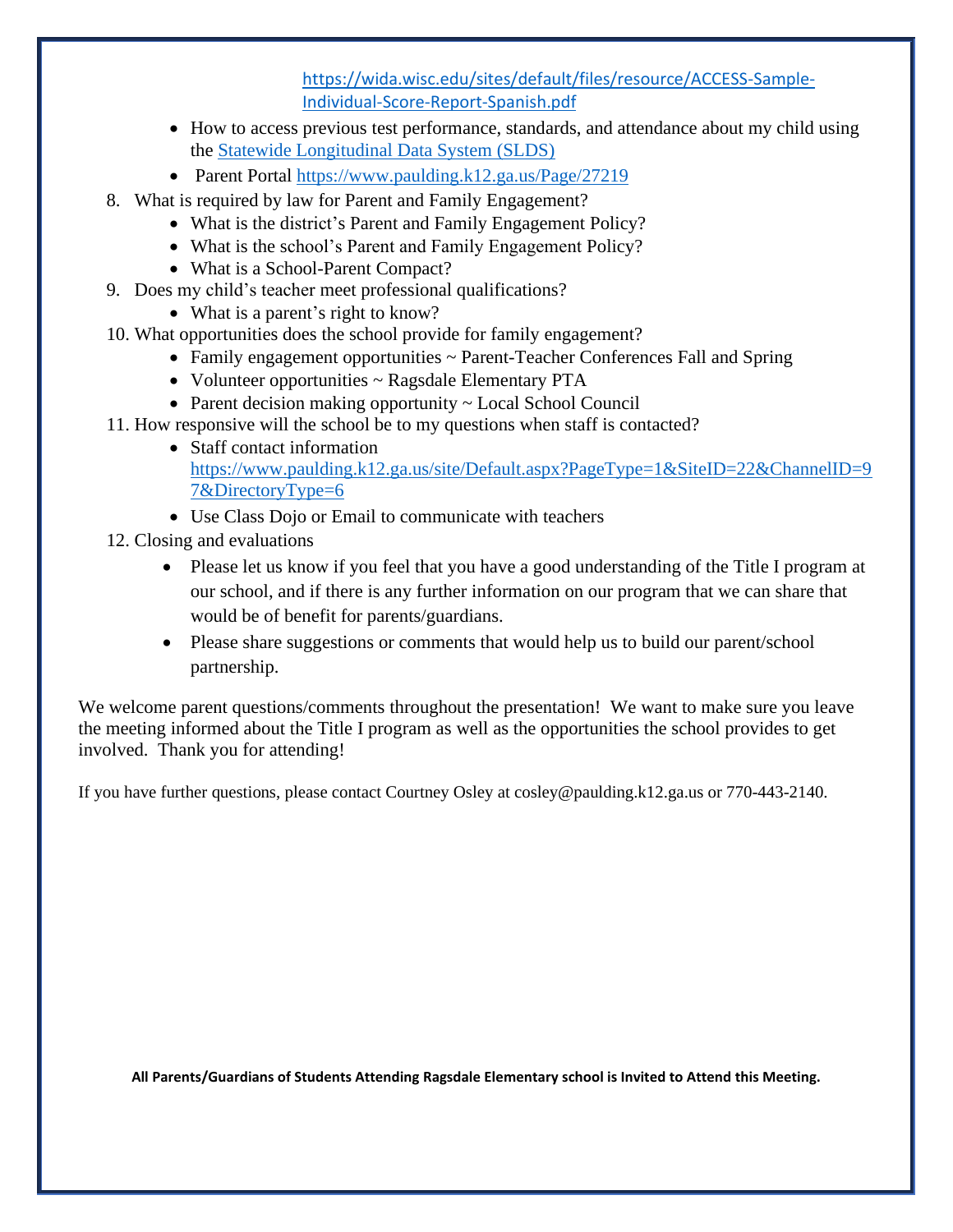https://wida.wisc.edu/sites/default/files/resource/ACCESS-Sample-Individual-Score-Report-Spanish.pdf

- How to access previous test performance, standards, and attendance about my child using the Statewide Longitudinal Data System (SLDS)
- Parent Portal https://www.paulding.k12.ga.us/Page/27219

8. What is required by law for Parent and Family Engagement?
   - What is the district's Parent and Family Engagement Policy?
   - What is the school's Parent and Family Engagement Policy?
   - What is a School-Parent Compact?
9. Does my child's teacher meet professional qualifications?
   - What is a parent's right to know?
10. What opportunities does the school provide for family engagement?
    - Family engagement opportunities ~ Parent-Teacher Conferences Fall and Spring
    - Volunteer opportunities ~ Ragsdale Elementary PTA
    - Parent decision making opportunity ~ Local School Council
11. How responsive will the school be to my questions when staff is contacted?
    - Staff contact information https://www.paulding.k12.ga.us/site/Default.aspx?PageType=1&SiteID=22&ChannelID=97&DirectoryType=6
    - Use Class Dojo or Email to communicate with teachers
12. Closing and evaluations
    - Please let us know if you feel that you have a good understanding of the Title I program at our school, and if there is any further information on our program that we can share that would be of benefit for parents/guardians.
    - Please share suggestions or comments that would help us to build our parent/school partnership.

We welcome parent questions/comments throughout the presentation! We want to make sure you leave the meeting informed about the Title I program as well as the opportunities the school provides to get involved. Thank you for attending!

If you have further questions, please contact Courtney Osley at cosley@paulding.k12.ga.us or 770-443-2140.

**All Parents/Guardians of Students Attending Ragsdale Elementary school is Invited to Attend this Meeting.**